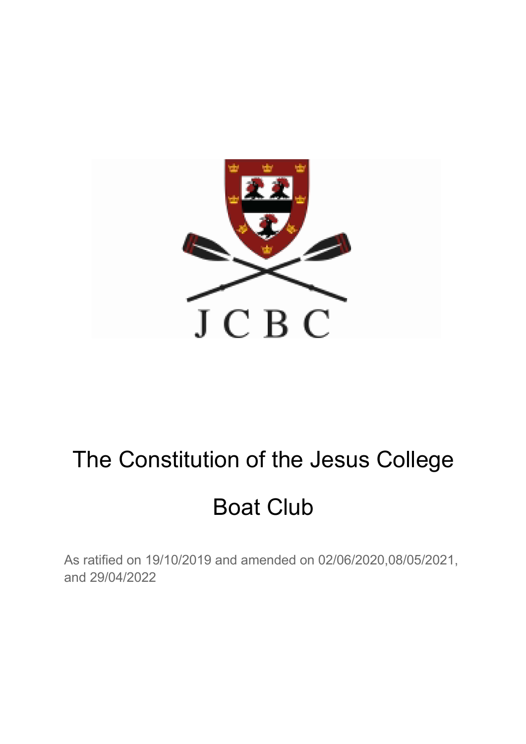# The Constitution of the Jesus College Boat Club

As ratified on 19/10/2019 and amended on 02/06/2020,08/05/2021, and 29/04/2022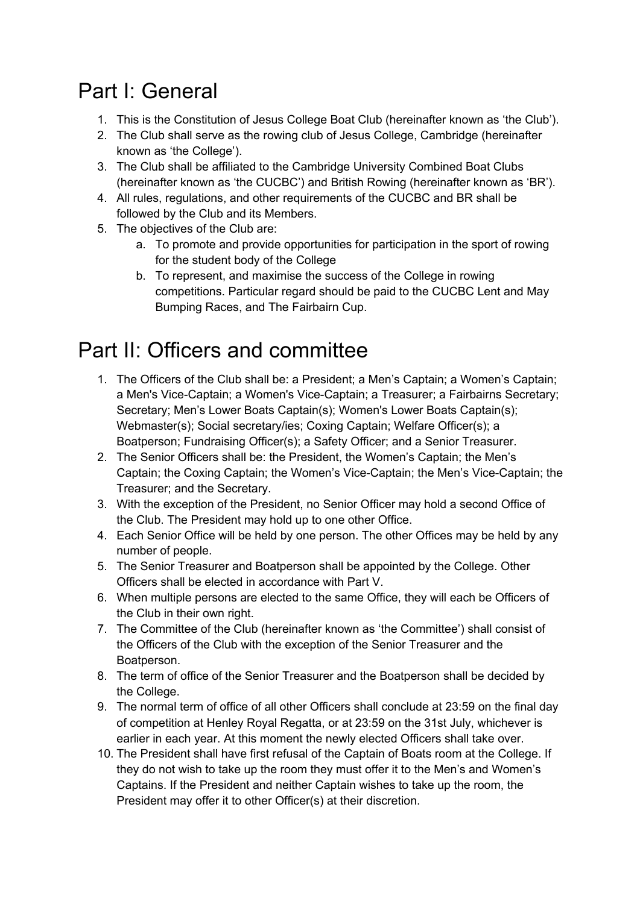# Part I: General

1. This is the Constitution of Jesus College Boat Club (hereinafter known as 'the Club').
2. The Club shall serve as the rowing club of Jesus College, Cambridge (hereinafter known as 'the College').
3. The Club shall be affiliated to the Cambridge University Combined Boat Clubs (hereinafter known as 'the CUCBC') and British Rowing (hereinafter known as 'BR').
4. All rules, regulations, and other requirements of the CUCBC and BR shall be followed by the Club and its Members.
5. The objectives of the Club are:
    a. To promote and provide opportunities for participation in the sport of rowing for the student body of the College
    b. To represent, and maximise the success of the College in rowing competitions. Particular regard should be paid to the CUCBC Lent and May Bumping Races, and The Fairbairn Cup.

# Part II: Officers and committee

1. The Officers of the Club shall be: a President; a Men's Captain; a Women's Captain; a Men's Vice-Captain; a Women's Vice-Captain; a Treasurer; a Fairbairns Secretary; Secretary; Men's Lower Boats Captain(s); Women's Lower Boats Captain(s); Webmaster(s); Social secretary/ies; Coxing Captain; Welfare Officer(s); a Boatperson; Fundraising Officer(s); a Safety Officer; and a Senior Treasurer.
2. The Senior Officers shall be: the President, the Women's Captain; the Men's Captain; the Coxing Captain; the Women's Vice-Captain; the Men's Vice-Captain; the Treasurer; and the Secretary.
3. With the exception of the President, no Senior Officer may hold a second Office of the Club. The President may hold up to one other Office.
4. Each Senior Office will be held by one person. The other Offices may be held by any number of people.
5. The Senior Treasurer and Boatperson shall be appointed by the College. Other Officers shall be elected in accordance with Part V.
6. When multiple persons are elected to the same Office, they will each be Officers of the Club in their own right.
7. The Committee of the Club (hereinafter known as 'the Committee') shall consist of the Officers of the Club with the exception of the Senior Treasurer and the Boatperson.
8. The term of office of the Senior Treasurer and the Boatperson shall be decided by the College.
9. The normal term of office of all other Officers shall conclude at 23:59 on the final day of competition at Henley Royal Regatta, or at 23:59 on the 31st July, whichever is earlier in each year. At this moment the newly elected Officers shall take over.
10. The President shall have first refusal of the Captain of Boats room at the College. If they do not wish to take up the room they must offer it to the Men's and Women's Captains. If the President and neither Captain wishes to take up the room, the President may offer it to other Officer(s) at their discretion.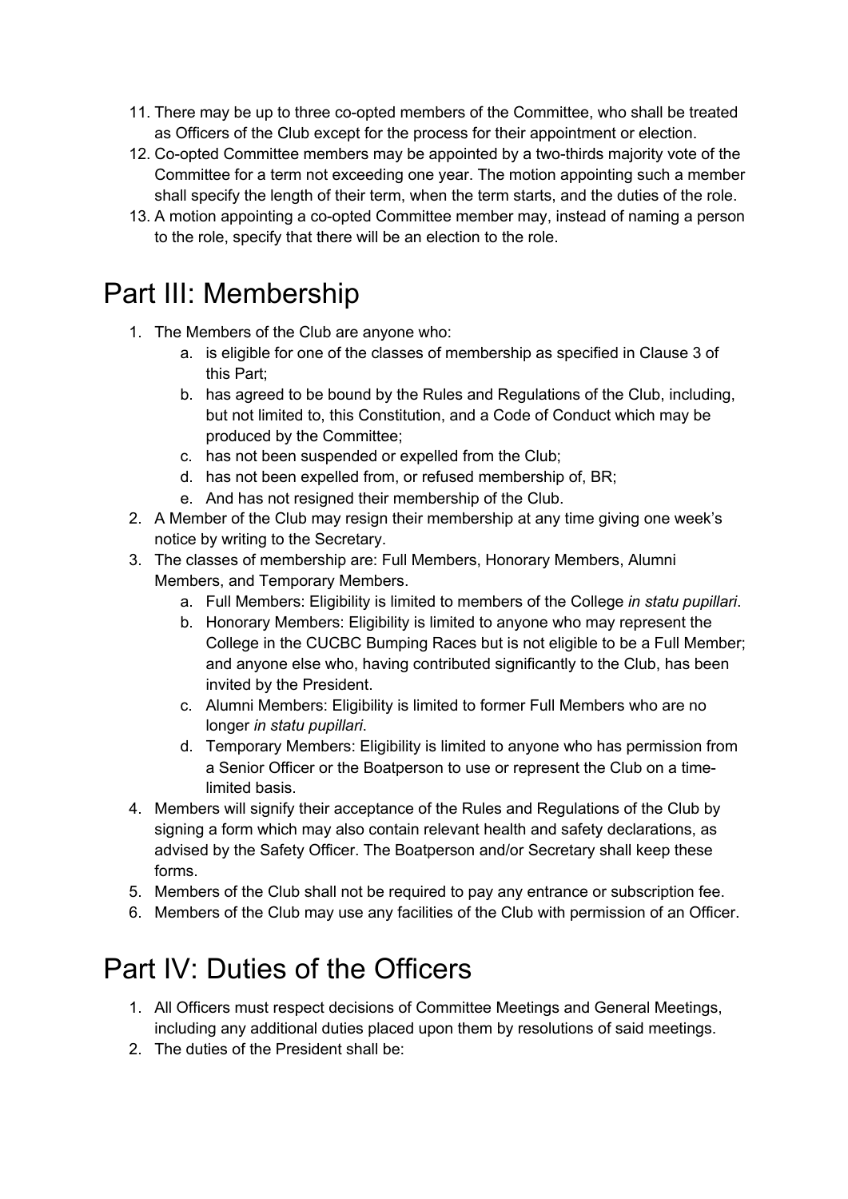11. There may be up to three co-opted members of the Committee, who shall be treated as Officers of the Club except for the process for their appointment or election.
12. Co-opted Committee members may be appointed by a two-thirds majority vote of the Committee for a term not exceeding one year. The motion appointing such a member shall specify the length of their term, when the term starts, and the duties of the role.
13. A motion appointing a co-opted Committee member may, instead of naming a person to the role, specify that there will be an election to the role.

# Part III: Membership

1. The Members of the Club are anyone who:
    a. is eligible for one of the classes of membership as specified in Clause 3 of this Part;
    b. has agreed to be bound by the Rules and Regulations of the Club, including, but not limited to, this Constitution, and a Code of Conduct which may be produced by the Committee;
    c. has not been suspended or expelled from the Club;
    d. has not been expelled from, or refused membership of, BR;
    e. And has not resigned their membership of the Club.
2. A Member of the Club may resign their membership at any time giving one week's notice by writing to the Secretary.
3. The classes of membership are: Full Members, Honorary Members, Alumni Members, and Temporary Members.
    a. Full Members: Eligibility is limited to members of the College *in statu pupillari*.
    b. Honorary Members: Eligibility is limited to anyone who may represent the College in the CUCBC Bumping Races but is not eligible to be a Full Member; and anyone else who, having contributed significantly to the Club, has been invited by the President.
    c. Alumni Members: Eligibility is limited to former Full Members who are no longer *in statu pupillari*.
    d. Temporary Members: Eligibility is limited to anyone who has permission from a Senior Officer or the Boatperson to use or represent the Club on a time-limited basis.
4. Members will signify their acceptance of the Rules and Regulations of the Club by signing a form which may also contain relevant health and safety declarations, as advised by the Safety Officer. The Boatperson and/or Secretary shall keep these forms.
5. Members of the Club shall not be required to pay any entrance or subscription fee.
6. Members of the Club may use any facilities of the Club with permission of an Officer.

# Part IV: Duties of the Officers

1. All Officers must respect decisions of Committee Meetings and General Meetings, including any additional duties placed upon them by resolutions of said meetings.
2. The duties of the President shall be: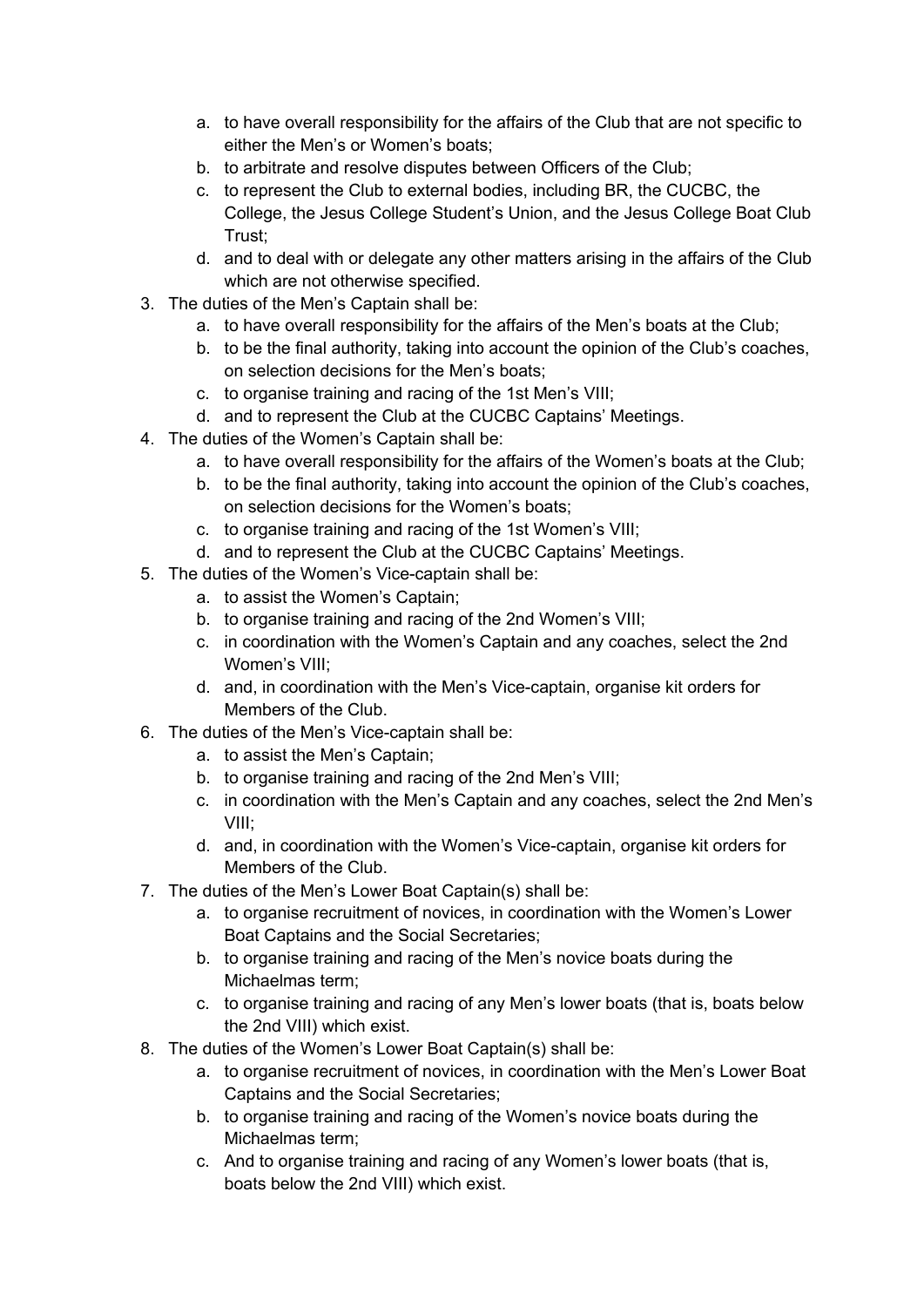a. to have overall responsibility for the affairs of the Club that are not specific to either the Men's or Women's boats;
   b. to arbitrate and resolve disputes between Officers of the Club;
   c. to represent the Club to external bodies, including BR, the CUCBC, the College, the Jesus College Student's Union, and the Jesus College Boat Club Trust;
   d. and to deal with or delegate any other matters arising in the affairs of the Club which are not otherwise specified.

3. The duties of the Men's Captain shall be:
   a. to have overall responsibility for the affairs of the Men's boats at the Club;
   b. to be the final authority, taking into account the opinion of the Club's coaches, on selection decisions for the Men's boats;
   c. to organise training and racing of the 1st Men's VIII;
   d. and to represent the Club at the CUCBC Captains' Meetings.
4. The duties of the Women's Captain shall be:
   a. to have overall responsibility for the affairs of the Women's boats at the Club;
   b. to be the final authority, taking into account the opinion of the Club's coaches, on selection decisions for the Women's boats;
   c. to organise training and racing of the 1st Women's VIII;
   d. and to represent the Club at the CUCBC Captains' Meetings.
5. The duties of the Women's Vice-captain shall be:
   a. to assist the Women's Captain;
   b. to organise training and racing of the 2nd Women's VIII;
   c. in coordination with the Women's Captain and any coaches, select the 2nd Women's VIII;
   d. and, in coordination with the Men's Vice-captain, organise kit orders for Members of the Club.
6. The duties of the Men's Vice-captain shall be:
   a. to assist the Men's Captain;
   b. to organise training and racing of the 2nd Men's VIII;
   c. in coordination with the Men's Captain and any coaches, select the 2nd Men's VIII;
   d. and, in coordination with the Women's Vice-captain, organise kit orders for Members of the Club.
7. The duties of the Men's Lower Boat Captain(s) shall be:
   a. to organise recruitment of novices, in coordination with the Women's Lower Boat Captains and the Social Secretaries;
   b. to organise training and racing of the Men's novice boats during the Michaelmas term;
   c. to organise training and racing of any Men's lower boats (that is, boats below the 2nd VIII) which exist.
8. The duties of the Women's Lower Boat Captain(s) shall be:
   a. to organise recruitment of novices, in coordination with the Men's Lower Boat Captains and the Social Secretaries;
   b. to organise training and racing of the Women's novice boats during the Michaelmas term;
   c. And to organise training and racing of any Women's lower boats (that is, boats below the 2nd VIII) which exist.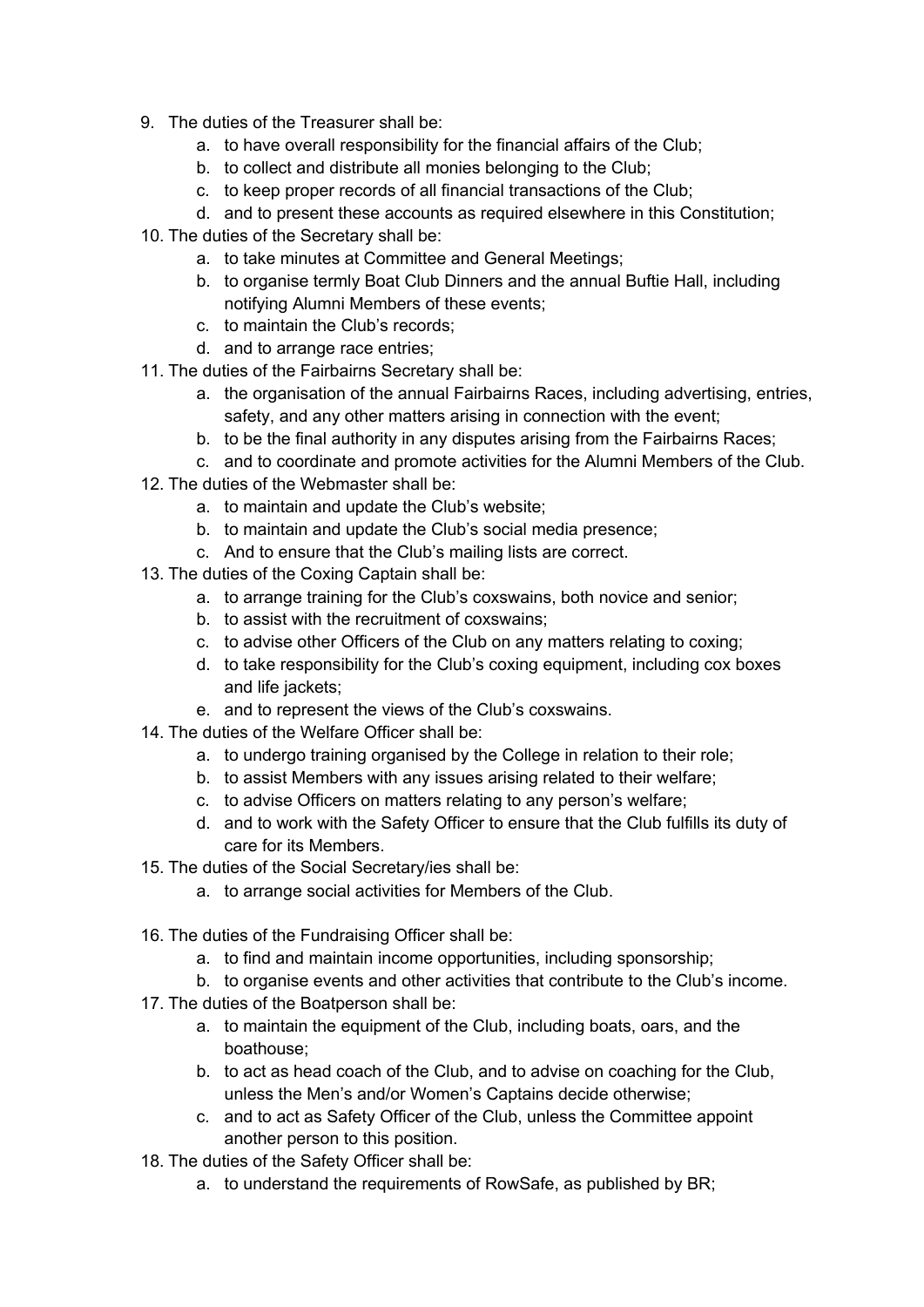9. The duties of the Treasurer shall be:
    a. to have overall responsibility for the financial affairs of the Club;
    b. to collect and distribute all monies belonging to the Club;
    c. to keep proper records of all financial transactions of the Club;
    d. and to present these accounts as required elsewhere in this Constitution;
10. The duties of the Secretary shall be:
    a. to take minutes at Committee and General Meetings;
    b. to organise termly Boat Club Dinners and the annual Buftie Hall, including notifying Alumni Members of these events;
    c. to maintain the Club's records;
    d. and to arrange race entries;
11. The duties of the Fairbairns Secretary shall be:
    a. the organisation of the annual Fairbairns Races, including advertising, entries, safety, and any other matters arising in connection with the event;
    b. to be the final authority in any disputes arising from the Fairbairns Races;
    c. and to coordinate and promote activities for the Alumni Members of the Club.
12. The duties of the Webmaster shall be:
    a. to maintain and update the Club's website;
    b. to maintain and update the Club's social media presence;
    c. And to ensure that the Club's mailing lists are correct.
13. The duties of the Coxing Captain shall be:
    a. to arrange training for the Club's coxswains, both novice and senior;
    b. to assist with the recruitment of coxswains;
    c. to advise other Officers of the Club on any matters relating to coxing;
    d. to take responsibility for the Club's coxing equipment, including cox boxes and life jackets;
    e. and to represent the views of the Club's coxswains.
14. The duties of the Welfare Officer shall be:
    a. to undergo training organised by the College in relation to their role;
    b. to assist Members with any issues arising related to their welfare;
    c. to advise Officers on matters relating to any person's welfare;
    d. and to work with the Safety Officer to ensure that the Club fulfills its duty of care for its Members.
15. The duties of the Social Secretary/ies shall be:
    a. to arrange social activities for Members of the Club.
16. The duties of the Fundraising Officer shall be:
    a. to find and maintain income opportunities, including sponsorship;
    b. to organise events and other activities that contribute to the Club's income.
17. The duties of the Boatperson shall be:
    a. to maintain the equipment of the Club, including boats, oars, and the boathouse;
    b. to act as head coach of the Club, and to advise on coaching for the Club, unless the Men's and/or Women's Captains decide otherwise;
    c. and to act as Safety Officer of the Club, unless the Committee appoint another person to this position.
18. The duties of the Safety Officer shall be:
    a. to understand the requirements of RowSafe, as published by BR;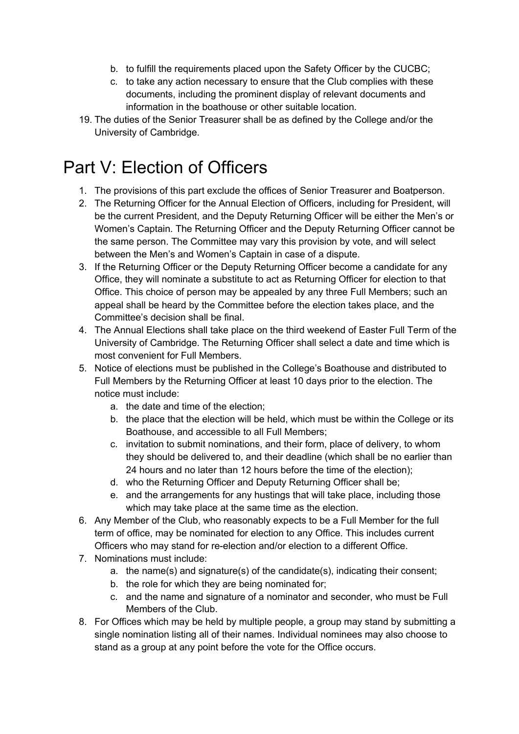b. to fulfill the requirements placed upon the Safety Officer by the CUCBC;
   c. to take any action necessary to ensure that the Club complies with these documents, including the prominent display of relevant documents and information in the boathouse or other suitable location.

19. The duties of the Senior Treasurer shall be as defined by the College and/or the University of Cambridge.

# Part V: Election of Officers

1. The provisions of this part exclude the offices of Senior Treasurer and Boatperson.
2. The Returning Officer for the Annual Election of Officers, including for President, will be the current President, and the Deputy Returning Officer will be either the Men's or Women's Captain. The Returning Officer and the Deputy Returning Officer cannot be the same person. The Committee may vary this provision by vote, and will select between the Men's and Women's Captain in case of a dispute.
3. If the Returning Officer or the Deputy Returning Officer become a candidate for any Office, they will nominate a substitute to act as Returning Officer for election to that Office. This choice of person may be appealed by any three Full Members; such an appeal shall be heard by the Committee before the election takes place, and the Committee's decision shall be final.
4. The Annual Elections shall take place on the third weekend of Easter Full Term of the University of Cambridge. The Returning Officer shall select a date and time which is most convenient for Full Members.
5. Notice of elections must be published in the College's Boathouse and distributed to Full Members by the Returning Officer at least 10 days prior to the election. The notice must include:
   a. the date and time of the election;
   b. the place that the election will be held, which must be within the College or its Boathouse, and accessible to all Full Members;
   c. invitation to submit nominations, and their form, place of delivery, to whom they should be delivered to, and their deadline (which shall be no earlier than 24 hours and no later than 12 hours before the time of the election);
   d. who the Returning Officer and Deputy Returning Officer shall be;
   e. and the arrangements for any hustings that will take place, including those which may take place at the same time as the election.
6. Any Member of the Club, who reasonably expects to be a Full Member for the full term of office, may be nominated for election to any Office. This includes current Officers who may stand for re-election and/or election to a different Office.
7. Nominations must include:
   a. the name(s) and signature(s) of the candidate(s), indicating their consent;
   b. the role for which they are being nominated for;
   c. and the name and signature of a nominator and seconder, who must be Full Members of the Club.
8. For Offices which may be held by multiple people, a group may stand by submitting a single nomination listing all of their names. Individual nominees may also choose to stand as a group at any point before the vote for the Office occurs.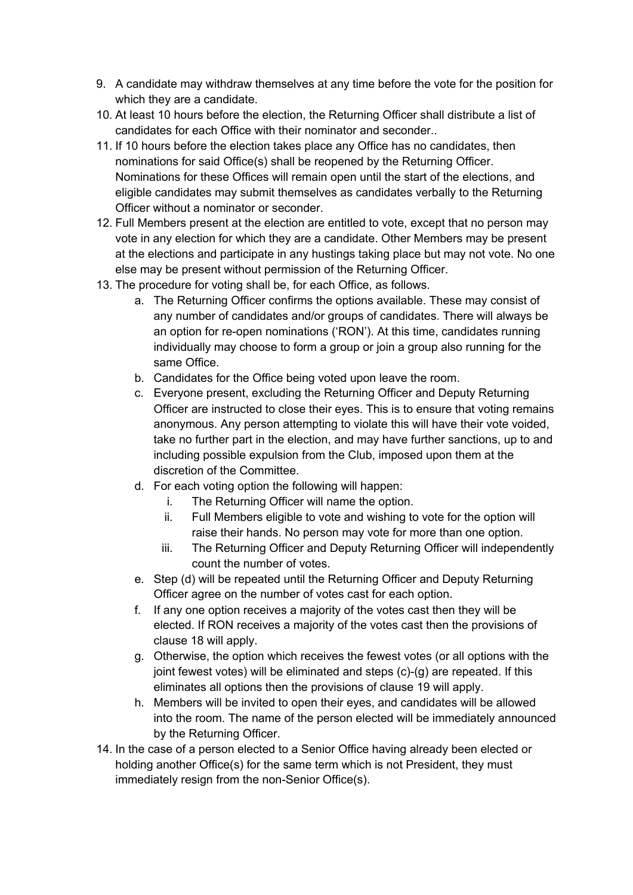9. A candidate may withdraw themselves at any time before the vote for the position for which they are a candidate.
10. At least 10 hours before the election, the Returning Officer shall distribute a list of candidates for each Office with their nominator and seconder..
11. If 10 hours before the election takes place any Office has no candidates, then nominations for said Office(s) shall be reopened by the Returning Officer. Nominations for these Offices will remain open until the start of the elections, and eligible candidates may submit themselves as candidates verbally to the Returning Officer without a nominator or seconder.
12. Full Members present at the election are entitled to vote, except that no person may vote in any election for which they are a candidate. Other Members may be present at the elections and participate in any hustings taking place but may not vote. No one else may be present without permission of the Returning Officer.
13. The procedure for voting shall be, for each Office, as follows.
    a. The Returning Officer confirms the options available. These may consist of any number of candidates and/or groups of candidates. There will always be an option for re-open nominations ('RON'). At this time, candidates running individually may choose to form a group or join a group also running for the same Office.
    b. Candidates for the Office being voted upon leave the room.
    c. Everyone present, excluding the Returning Officer and Deputy Returning Officer are instructed to close their eyes. This is to ensure that voting remains anonymous. Any person attempting to violate this will have their vote voided, take no further part in the election, and may have further sanctions, up to and including possible expulsion from the Club, imposed upon them at the discretion of the Committee.
    d. For each voting option the following will happen:
        i. The Returning Officer will name the option.
        ii. Full Members eligible to vote and wishing to vote for the option will raise their hands. No person may vote for more than one option.
        iii. The Returning Officer and Deputy Returning Officer will independently count the number of votes.
    e. Step (d) will be repeated until the Returning Officer and Deputy Returning Officer agree on the number of votes cast for each option.
    f. If any one option receives a majority of the votes cast then they will be elected. If RON receives a majority of the votes cast then the provisions of clause 18 will apply.
    g. Otherwise, the option which receives the fewest votes (or all options with the joint fewest votes) will be eliminated and steps (c)-(g) are repeated. If this eliminates all options then the provisions of clause 19 will apply.
    h. Members will be invited to open their eyes, and candidates will be allowed into the room. The name of the person elected will be immediately announced by the Returning Officer.
14. In the case of a person elected to a Senior Office having already been elected or holding another Office(s) for the same term which is not President, they must immediately resign from the non-Senior Office(s).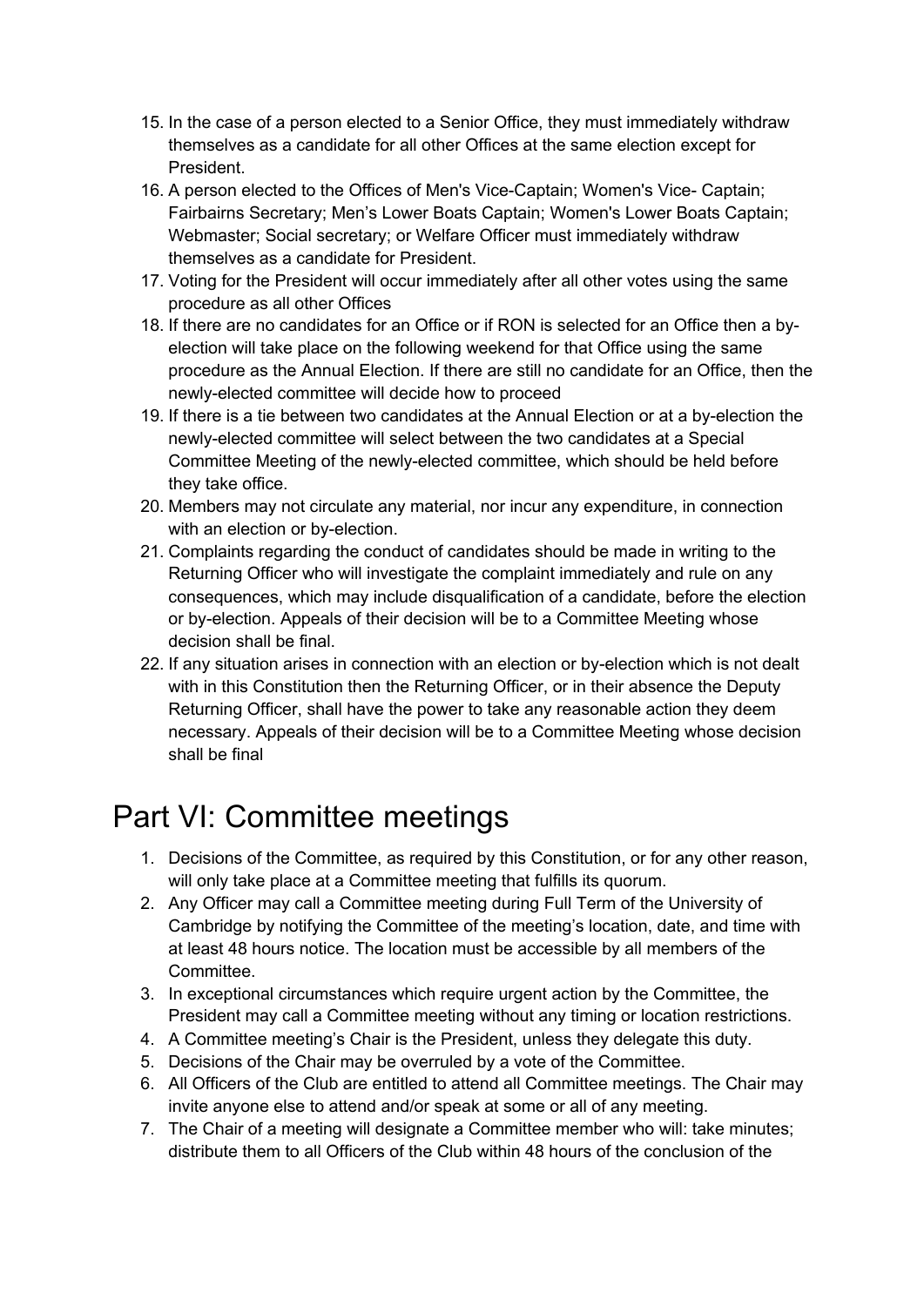15. In the case of a person elected to a Senior Office, they must immediately withdraw themselves as a candidate for all other Offices at the same election except for President.
16. A person elected to the Offices of Men's Vice-Captain; Women's Vice- Captain; Fairbairns Secretary; Men's Lower Boats Captain; Women's Lower Boats Captain; Webmaster; Social secretary; or Welfare Officer must immediately withdraw themselves as a candidate for President.
17. Voting for the President will occur immediately after all other votes using the same procedure as all other Offices
18. If there are no candidates for an Office or if RON is selected for an Office then a by-election will take place on the following weekend for that Office using the same procedure as the Annual Election. If there are still no candidate for an Office, then the newly-elected committee will decide how to proceed
19. If there is a tie between two candidates at the Annual Election or at a by-election the newly-elected committee will select between the two candidates at a Special Committee Meeting of the newly-elected committee, which should be held before they take office.
20. Members may not circulate any material, nor incur any expenditure, in connection with an election or by-election.
21. Complaints regarding the conduct of candidates should be made in writing to the Returning Officer who will investigate the complaint immediately and rule on any consequences, which may include disqualification of a candidate, before the election or by-election. Appeals of their decision will be to a Committee Meeting whose decision shall be final.
22. If any situation arises in connection with an election or by-election which is not dealt with in this Constitution then the Returning Officer, or in their absence the Deputy Returning Officer, shall have the power to take any reasonable action they deem necessary. Appeals of their decision will be to a Committee Meeting whose decision shall be final

# Part VI: Committee meetings

1. Decisions of the Committee, as required by this Constitution, or for any other reason, will only take place at a Committee meeting that fulfills its quorum.
2. Any Officer may call a Committee meeting during Full Term of the University of Cambridge by notifying the Committee of the meeting's location, date, and time with at least 48 hours notice. The location must be accessible by all members of the Committee.
3. In exceptional circumstances which require urgent action by the Committee, the President may call a Committee meeting without any timing or location restrictions.
4. A Committee meeting's Chair is the President, unless they delegate this duty.
5. Decisions of the Chair may be overruled by a vote of the Committee.
6. All Officers of the Club are entitled to attend all Committee meetings. The Chair may invite anyone else to attend and/or speak at some or all of any meeting.
7. The Chair of a meeting will designate a Committee member who will: take minutes; distribute them to all Officers of the Club within 48 hours of the conclusion of the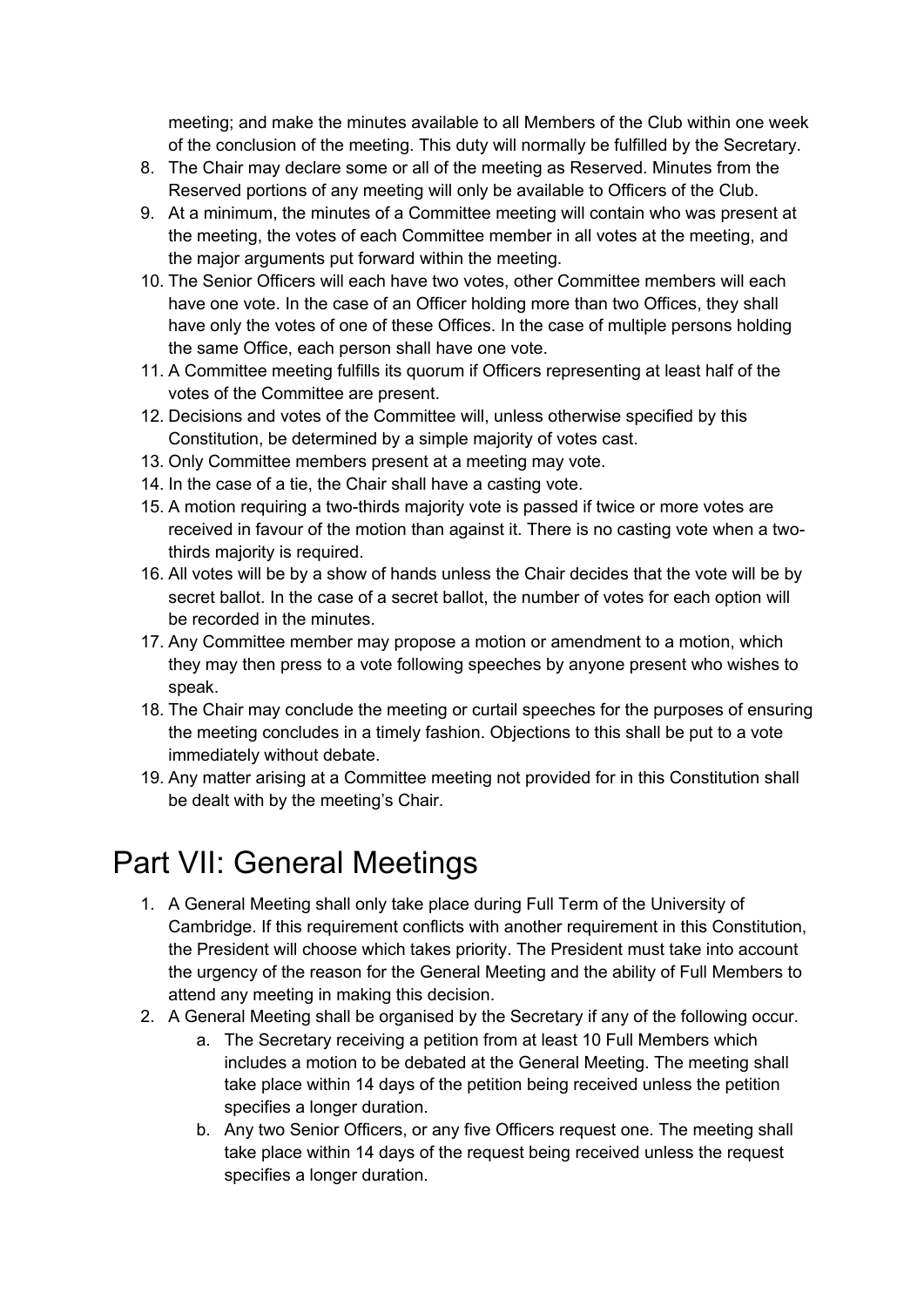meeting; and make the minutes available to all Members of the Club within one week of the conclusion of the meeting. This duty will normally be fulfilled by the Secretary.

8. The Chair may declare some or all of the meeting as Reserved. Minutes from the Reserved portions of any meeting will only be available to Officers of the Club.
9. At a minimum, the minutes of a Committee meeting will contain who was present at the meeting, the votes of each Committee member in all votes at the meeting, and the major arguments put forward within the meeting.
10. The Senior Officers will each have two votes, other Committee members will each have one vote. In the case of an Officer holding more than two Offices, they shall have only the votes of one of these Offices. In the case of multiple persons holding the same Office, each person shall have one vote.
11. A Committee meeting fulfills its quorum if Officers representing at least half of the votes of the Committee are present.
12. Decisions and votes of the Committee will, unless otherwise specified by this Constitution, be determined by a simple majority of votes cast.
13. Only Committee members present at a meeting may vote.
14. In the case of a tie, the Chair shall have a casting vote.
15. A motion requiring a two-thirds majority vote is passed if twice or more votes are received in favour of the motion than against it. There is no casting vote when a two-thirds majority is required.
16. All votes will be by a show of hands unless the Chair decides that the vote will be by secret ballot. In the case of a secret ballot, the number of votes for each option will be recorded in the minutes.
17. Any Committee member may propose a motion or amendment to a motion, which they may then press to a vote following speeches by anyone present who wishes to speak.
18. The Chair may conclude the meeting or curtail speeches for the purposes of ensuring the meeting concludes in a timely fashion. Objections to this shall be put to a vote immediately without debate.
19. Any matter arising at a Committee meeting not provided for in this Constitution shall be dealt with by the meeting's Chair.

# Part VII: General Meetings

1. A General Meeting shall only take place during Full Term of the University of Cambridge. If this requirement conflicts with another requirement in this Constitution, the President will choose which takes priority. The President must take into account the urgency of the reason for the General Meeting and the ability of Full Members to attend any meeting in making this decision.
2. A General Meeting shall be organised by the Secretary if any of the following occur.
    a. The Secretary receiving a petition from at least 10 Full Members which includes a motion to be debated at the General Meeting. The meeting shall take place within 14 days of the petition being received unless the petition specifies a longer duration.
    b. Any two Senior Officers, or any five Officers request one. The meeting shall take place within 14 days of the request being received unless the request specifies a longer duration.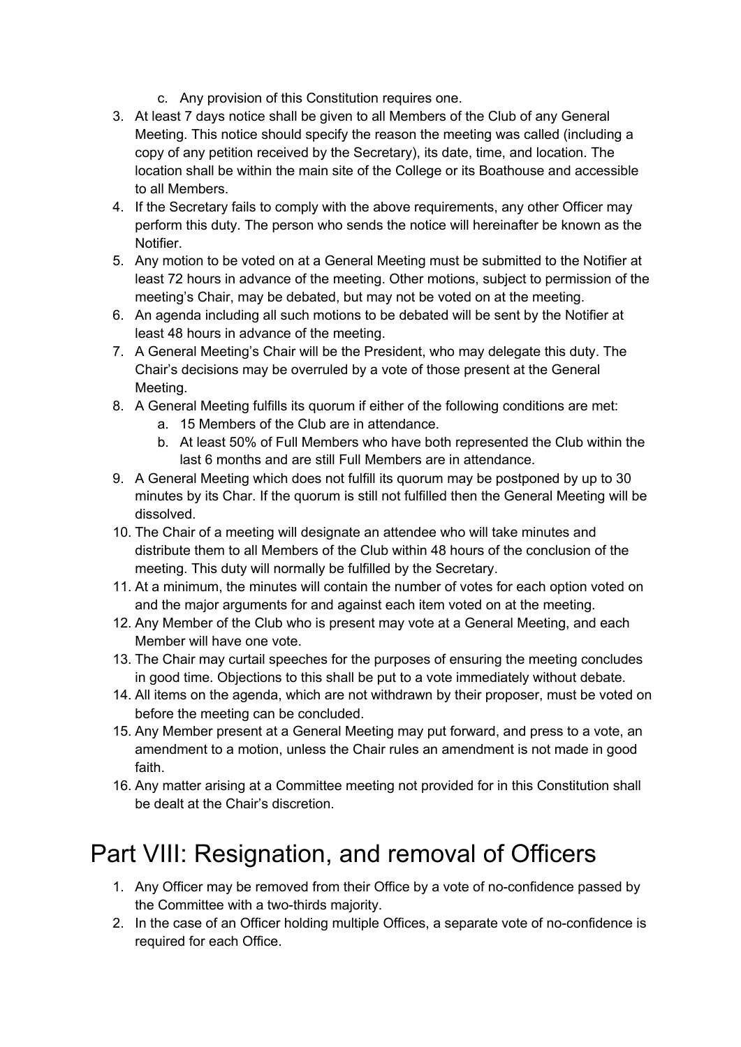c. Any provision of this Constitution requires one.

3. At least 7 days notice shall be given to all Members of the Club of any General Meeting. This notice should specify the reason the meeting was called (including a copy of any petition received by the Secretary), its date, time, and location. The location shall be within the main site of the College or its Boathouse and accessible to all Members.
4. If the Secretary fails to comply with the above requirements, any other Officer may perform this duty. The person who sends the notice will hereinafter be known as the Notifier.
5. Any motion to be voted on at a General Meeting must be submitted to the Notifier at least 72 hours in advance of the meeting. Other motions, subject to permission of the meeting's Chair, may be debated, but may not be voted on at the meeting.
6. An agenda including all such motions to be debated will be sent by the Notifier at least 48 hours in advance of the meeting.
7. A General Meeting's Chair will be the President, who may delegate this duty. The Chair's decisions may be overruled by a vote of those present at the General Meeting.
8. A General Meeting fulfills its quorum if either of the following conditions are met:
    a. 15 Members of the Club are in attendance.
    b. At least 50% of Full Members who have both represented the Club within the last 6 months and are still Full Members are in attendance.
9. A General Meeting which does not fulfill its quorum may be postponed by up to 30 minutes by its Char. If the quorum is still not fulfilled then the General Meeting will be dissolved.
10. The Chair of a meeting will designate an attendee who will take minutes and distribute them to all Members of the Club within 48 hours of the conclusion of the meeting. This duty will normally be fulfilled by the Secretary.
11. At a minimum, the minutes will contain the number of votes for each option voted on and the major arguments for and against each item voted on at the meeting.
12. Any Member of the Club who is present may vote at a General Meeting, and each Member will have one vote.
13. The Chair may curtail speeches for the purposes of ensuring the meeting concludes in good time. Objections to this shall be put to a vote immediately without debate.
14. All items on the agenda, which are not withdrawn by their proposer, must be voted on before the meeting can be concluded.
15. Any Member present at a General Meeting may put forward, and press to a vote, an amendment to a motion, unless the Chair rules an amendment is not made in good faith.
16. Any matter arising at a Committee meeting not provided for in this Constitution shall be dealt at the Chair's discretion.

# Part VIII: Resignation, and removal of Officers

1. Any Officer may be removed from their Office by a vote of no-confidence passed by the Committee with a two-thirds majority.
2. In the case of an Officer holding multiple Offices, a separate vote of no-confidence is required for each Office.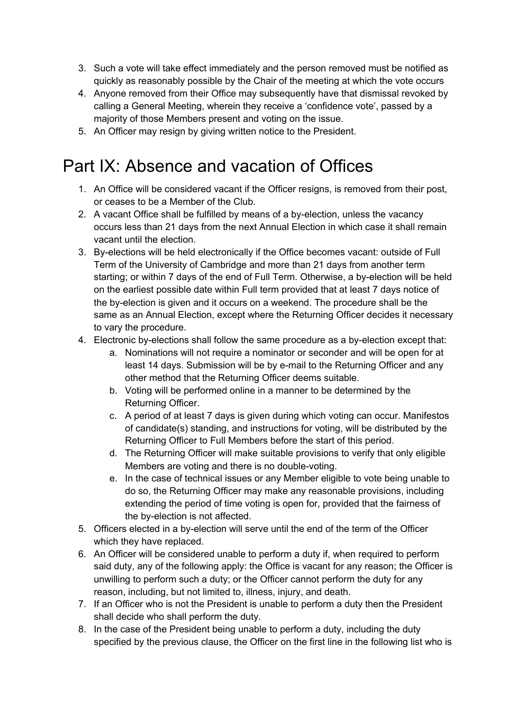3. Such a vote will take effect immediately and the person removed must be notified as quickly as reasonably possible by the Chair of the meeting at which the vote occurs
4. Anyone removed from their Office may subsequently have that dismissal revoked by calling a General Meeting, wherein they receive a ‘confidence vote’, passed by a majority of those Members present and voting on the issue.
5. An Officer may resign by giving written notice to the President.

# Part IX: Absence and vacation of Offices

1. An Office will be considered vacant if the Officer resigns, is removed from their post, or ceases to be a Member of the Club.
2. A vacant Office shall be fulfilled by means of a by-election, unless the vacancy occurs less than 21 days from the next Annual Election in which case it shall remain vacant until the election.
3. By-elections will be held electronically if the Office becomes vacant: outside of Full Term of the University of Cambridge and more than 21 days from another term starting; or within 7 days of the end of Full Term. Otherwise, a by-election will be held on the earliest possible date within Full term provided that at least 7 days notice of the by-election is given and it occurs on a weekend. The procedure shall be the same as an Annual Election, except where the Returning Officer decides it necessary to vary the procedure.
4. Electronic by-elections shall follow the same procedure as a by-election except that:
    a. Nominations will not require a nominator or seconder and will be open for at least 14 days. Submission will be by e-mail to the Returning Officer and any other method that the Returning Officer deems suitable.
    b. Voting will be performed online in a manner to be determined by the Returning Officer.
    c. A period of at least 7 days is given during which voting can occur. Manifestos of candidate(s) standing, and instructions for voting, will be distributed by the Returning Officer to Full Members before the start of this period.
    d. The Returning Officer will make suitable provisions to verify that only eligible Members are voting and there is no double-voting.
    e. In the case of technical issues or any Member eligible to vote being unable to do so, the Returning Officer may make any reasonable provisions, including extending the period of time voting is open for, provided that the fairness of the by-election is not affected.
5. Officers elected in a by-election will serve until the end of the term of the Officer which they have replaced.
6. An Officer will be considered unable to perform a duty if, when required to perform said duty, any of the following apply: the Office is vacant for any reason; the Officer is unwilling to perform such a duty; or the Officer cannot perform the duty for any reason, including, but not limited to, illness, injury, and death.
7. If an Officer who is not the President is unable to perform a duty then the President shall decide who shall perform the duty.
8. In the case of the President being unable to perform a duty, including the duty specified by the previous clause, the Officer on the first line in the following list who is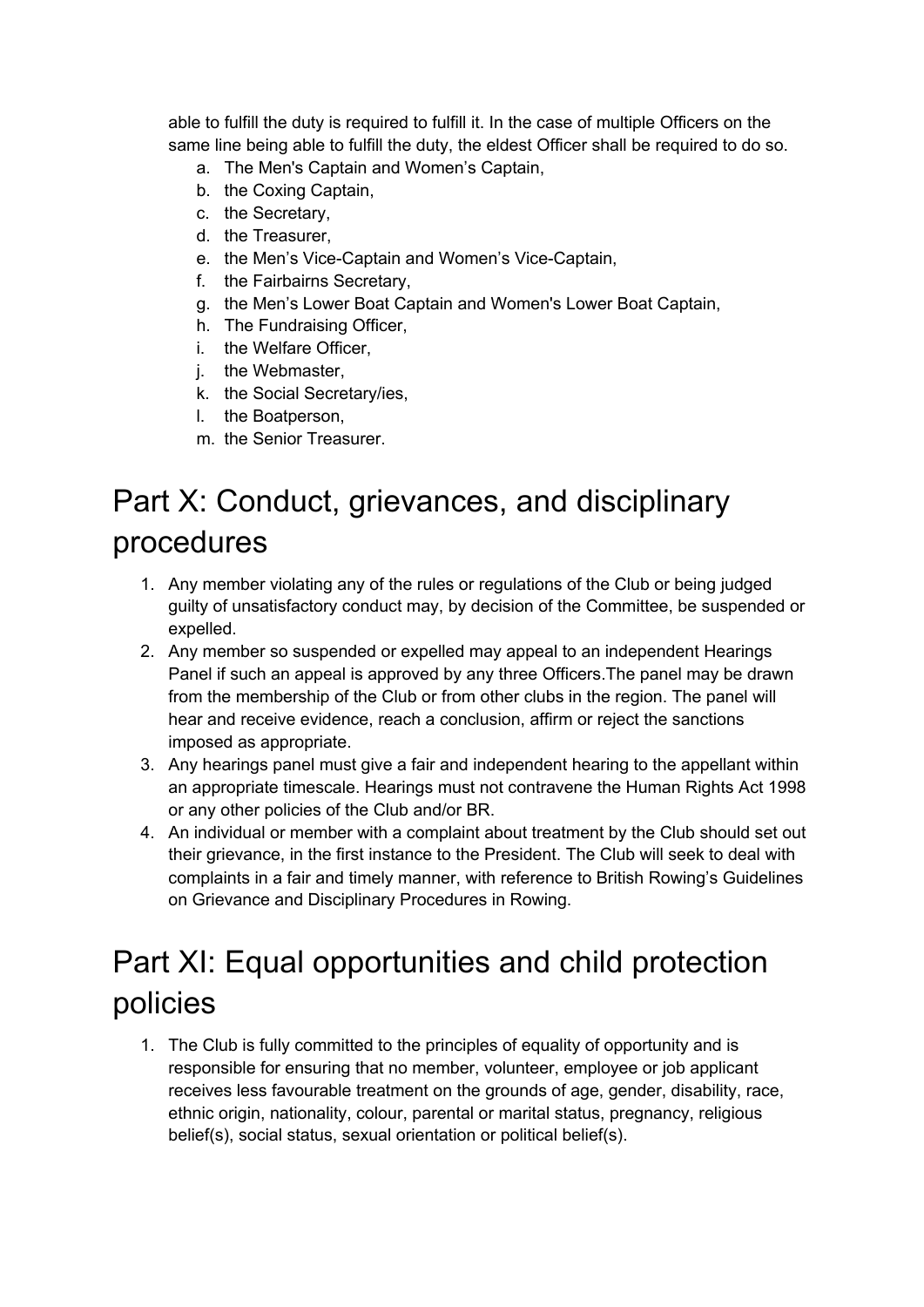able to fulfill the duty is required to fulfill it. In the case of multiple Officers on the same line being able to fulfill the duty, the eldest Officer shall be required to do so.

  a. The Men's Captain and Women's Captain,
  b. the Coxing Captain,
  c. the Secretary,
  d. the Treasurer,
  e. the Men's Vice-Captain and Women's Vice-Captain,
  f. the Fairbairns Secretary,
  g. the Men's Lower Boat Captain and Women's Lower Boat Captain,
  h. The Fundraising Officer,
  i. the Welfare Officer,
  j. the Webmaster,
  k. the Social Secretary/ies,
  l. the Boatperson,
  m. the Senior Treasurer.

# Part X: Conduct, grievances, and disciplinary procedures

1. Any member violating any of the rules or regulations of the Club or being judged guilty of unsatisfactory conduct may, by decision of the Committee, be suspended or expelled.
2. Any member so suspended or expelled may appeal to an independent Hearings Panel if such an appeal is approved by any three Officers.The panel may be drawn from the membership of the Club or from other clubs in the region. The panel will hear and receive evidence, reach a conclusion, affirm or reject the sanctions imposed as appropriate.
3. Any hearings panel must give a fair and independent hearing to the appellant within an appropriate timescale. Hearings must not contravene the Human Rights Act 1998 or any other policies of the Club and/or BR.
4. An individual or member with a complaint about treatment by the Club should set out their grievance, in the first instance to the President. The Club will seek to deal with complaints in a fair and timely manner, with reference to British Rowing's Guidelines on Grievance and Disciplinary Procedures in Rowing.

# Part XI: Equal opportunities and child protection policies

1. The Club is fully committed to the principles of equality of opportunity and is responsible for ensuring that no member, volunteer, employee or job applicant receives less favourable treatment on the grounds of age, gender, disability, race, ethnic origin, nationality, colour, parental or marital status, pregnancy, religious belief(s), social status, sexual orientation or political belief(s).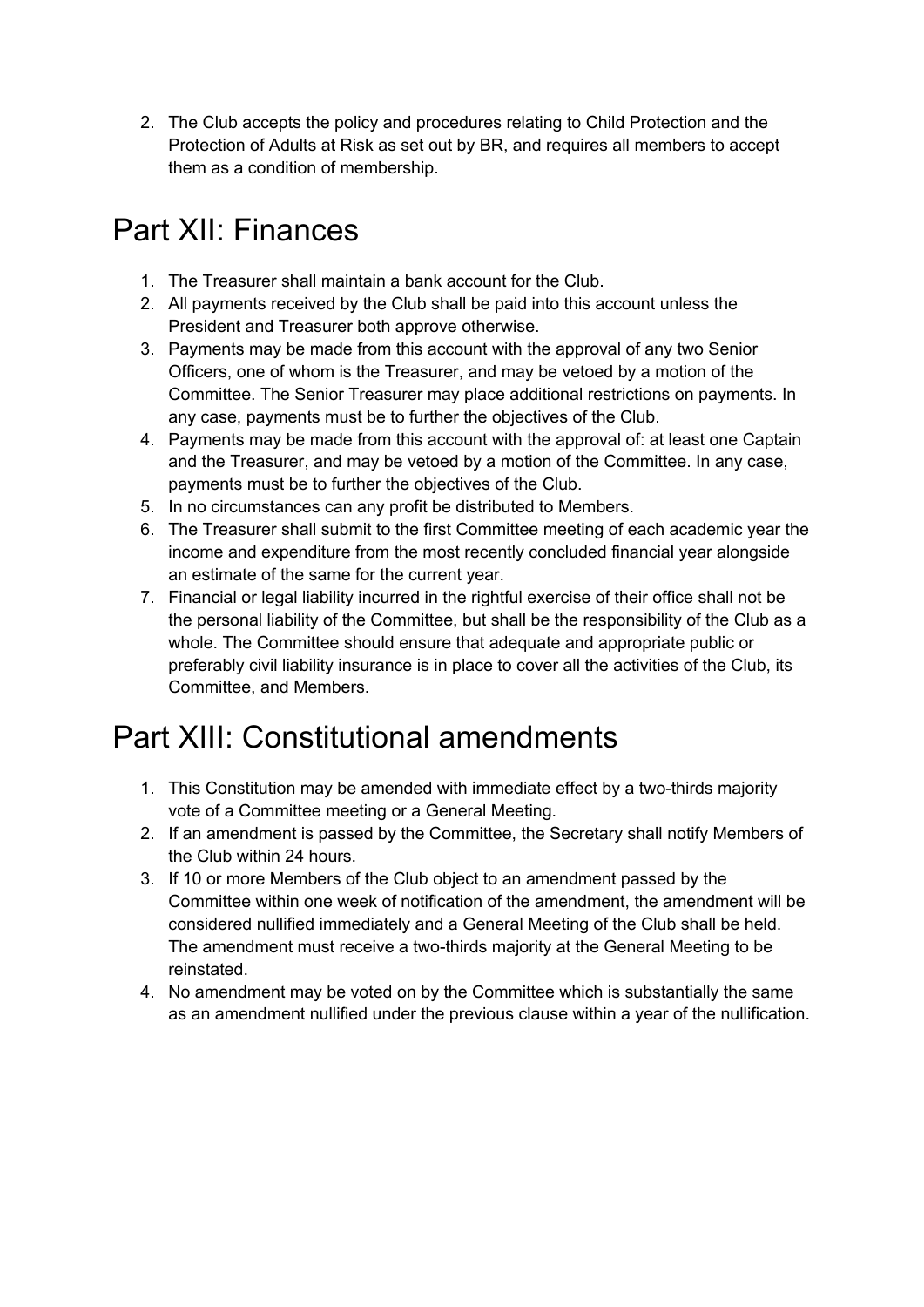2. The Club accepts the policy and procedures relating to Child Protection and the Protection of Adults at Risk as set out by BR, and requires all members to accept them as a condition of membership.

# Part XII: Finances

1. The Treasurer shall maintain a bank account for the Club.
2. All payments received by the Club shall be paid into this account unless the President and Treasurer both approve otherwise.
3. Payments may be made from this account with the approval of any two Senior Officers, one of whom is the Treasurer, and may be vetoed by a motion of the Committee. The Senior Treasurer may place additional restrictions on payments. In any case, payments must be to further the objectives of the Club.
4. Payments may be made from this account with the approval of: at least one Captain and the Treasurer, and may be vetoed by a motion of the Committee. In any case, payments must be to further the objectives of the Club.
5. In no circumstances can any profit be distributed to Members.
6. The Treasurer shall submit to the first Committee meeting of each academic year the income and expenditure from the most recently concluded financial year alongside an estimate of the same for the current year.
7. Financial or legal liability incurred in the rightful exercise of their office shall not be the personal liability of the Committee, but shall be the responsibility of the Club as a whole. The Committee should ensure that adequate and appropriate public or preferably civil liability insurance is in place to cover all the activities of the Club, its Committee, and Members.

# Part XIII: Constitutional amendments

1. This Constitution may be amended with immediate effect by a two-thirds majority vote of a Committee meeting or a General Meeting.
2. If an amendment is passed by the Committee, the Secretary shall notify Members of the Club within 24 hours.
3. If 10 or more Members of the Club object to an amendment passed by the Committee within one week of notification of the amendment, the amendment will be considered nullified immediately and a General Meeting of the Club shall be held. The amendment must receive a two-thirds majority at the General Meeting to be reinstated.
4. No amendment may be voted on by the Committee which is substantially the same as an amendment nullified under the previous clause within a year of the nullification.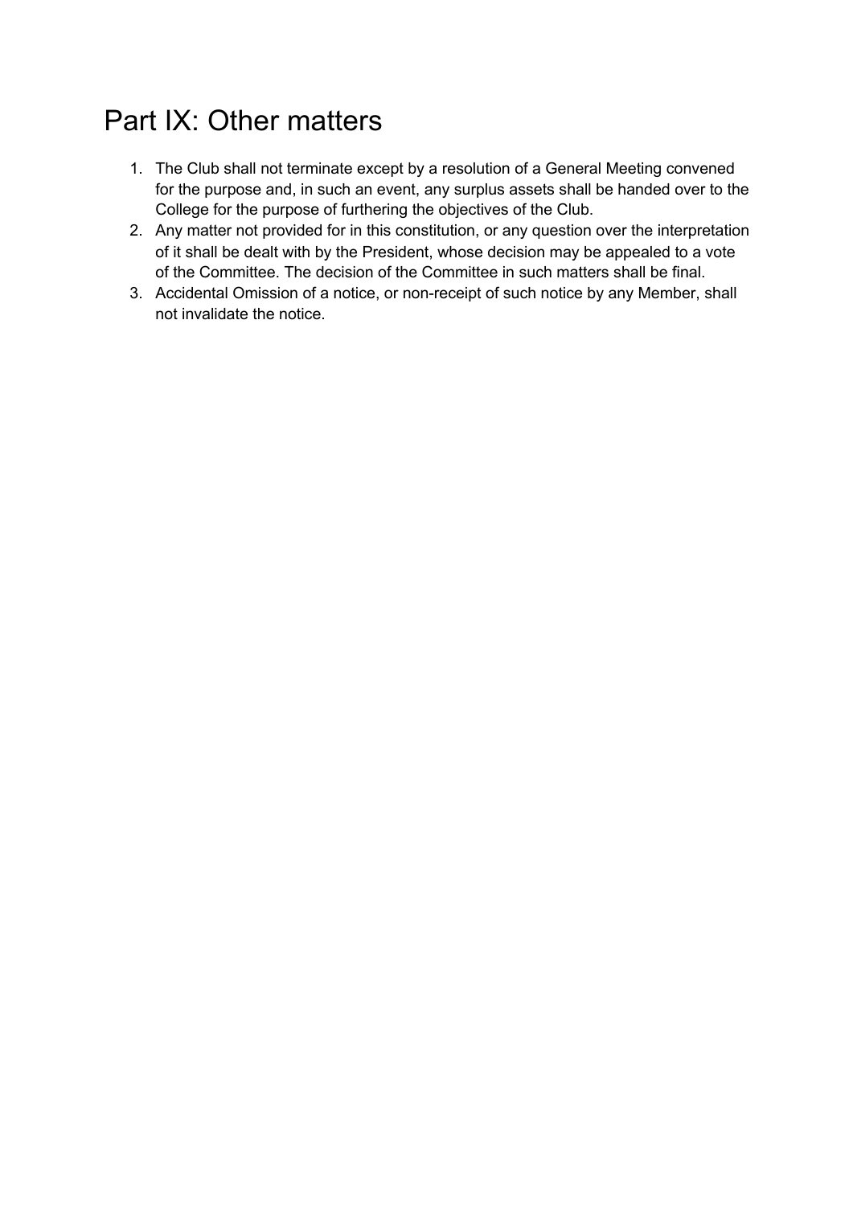# Part IX: Other matters

1. The Club shall not terminate except by a resolution of a General Meeting convened for the purpose and, in such an event, any surplus assets shall be handed over to the College for the purpose of furthering the objectives of the Club.
2. Any matter not provided for in this constitution, or any question over the interpretation of it shall be dealt with by the President, whose decision may be appealed to a vote of the Committee. The decision of the Committee in such matters shall be final.
3. Accidental Omission of a notice, or non-receipt of such notice by any Member, shall not invalidate the notice.